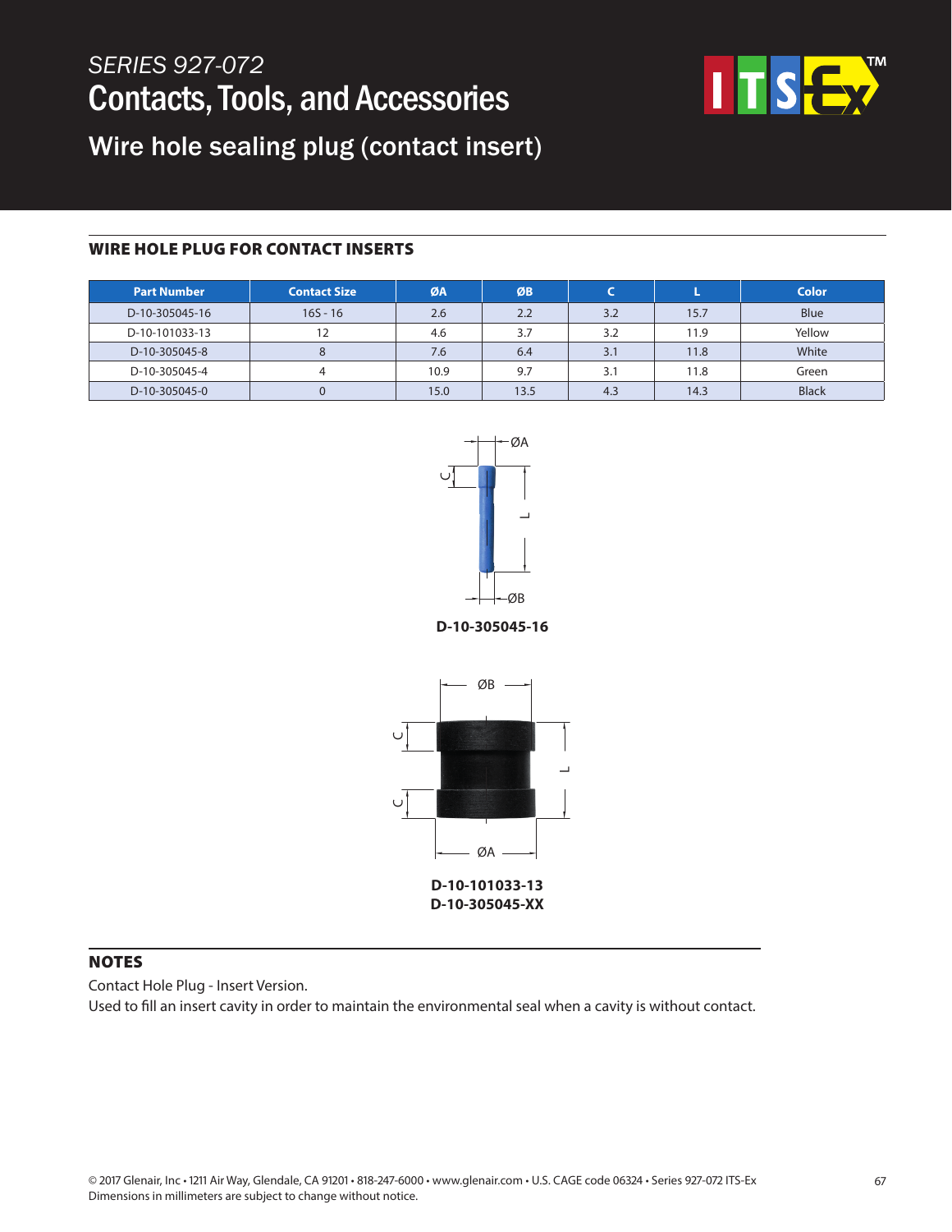*SERIES 927-072*

# Contacts, Tools, and Accessories

## Wire hole sealing plug (contact insert)

### WIRE HOLE PLUG FOR CONTACT INSERTS

| Part Number | Contact Size | ØA | ØB | C | L | Color |
|---|---|---|---|---|---|---|
| D-10-305045-16 | 16S - 16 | 2.6 | 2.2 | 3.2 | 15.7 | Blue |
| D-10-101033-13 | 12 | 4.6 | 3.7 | 3.2 | 11.9 | Yellow |
| D-10-305045-8 | 8 | 7.6 | 6.4 | 3.1 | 11.8 | White |
| D-10-305045-4 | 4 | 10.9 | 9.7 | 3.1 | 11.8 | Green |
| D-10-305045-0 | 0 | 15.0 | 13.5 | 4.3 | 14.3 | Black |

**D-10-305045-16**

**D-10-101033-13**
**D-10-305045-XX**

### NOTES

Contact Hole Plug - Insert Version.
Used to fill an insert cavity in order to maintain the environmental seal when a cavity is without contact.

© 2017 Glenair, Inc • 1211 Air Way, Glendale, CA 91201 • 818-247-6000 • www.glenair.com • U.S. CAGE code 06324 • Series 927-072 ITS-Ex
Dimensions in millimeters are subject to change without notice.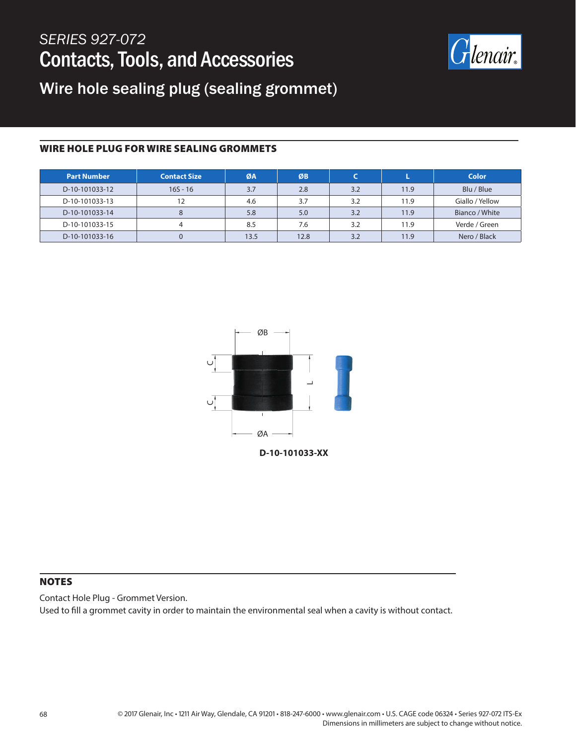SERIES 927-072

# Contacts, Tools, and Accessories

## Wire hole sealing plug (sealing grommet)

### WIRE HOLE PLUG FOR WIRE SEALING GROMMETS

| Part Number | Contact Size | ØA | ØB | C | L | Color |
|---|---|---|---|---|---|---|
| D-10-101033-12 | 16S - 16 | 3.7 | 2.8 | 3.2 | 11.9 | Blu / Blue |
| D-10-101033-13 | 12 | 4.6 | 3.7 | 3.2 | 11.9 | Giallo / Yellow |
| D-10-101033-14 | 8 | 5.8 | 5.0 | 3.2 | 11.9 | Bianco / White |
| D-10-101033-15 | 4 | 8.5 | 7.6 | 3.2 | 11.9 | Verde / Green |
| D-10-101033-16 | 0 | 13.5 | 12.8 | 3.2 | 11.9 | Nero / Black |

ØB

C

L

C

ØA

**D-10-101033-XX**

### NOTES

Contact Hole Plug - Grommet Version.
Used to fill a grommet cavity in order to maintain the environmental seal when a cavity is without contact.

© 2017 Glenair, Inc • 1211 Air Way, Glendale, CA 91201 • 818-247-6000 • www.glenair.com • U.S. CAGE code 06324 • Series 927-072 ITS-Ex
Dimensions in millimeters are subject to change without notice.